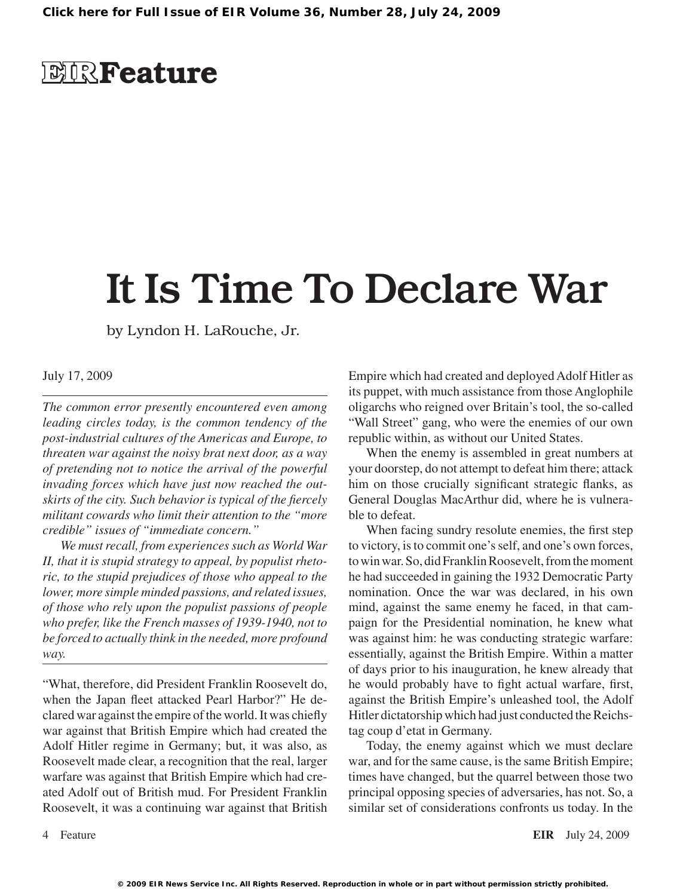# EIR Feature

# It Is Time To Declare War

by Lyndon H. LaRouche, Jr.

July 17, 2009

*The common error presently encountered even among leading circles today, is the common tendency of the post-industrial cultures of the Americas and Europe, to threaten war against the noisy brat next door, as a way of pretending not to notice the arrival of the powerful invading forces which have just now reached the outskirts of the city. Such behavior is typical of the fiercely militant cowards who limit their attention to the "more credible" issues of "immediate concern."*

*We must recall, from experiences such as World War II, that it is stupid strategy to appeal, by populist rhetoric, to the stupid prejudices of those who appeal to the lower, more simple minded passions, and related issues, of those who rely upon the populist passions of people who prefer, like the French masses of 1939-1940, not to be forced to actually think in the needed, more profound way.*

"What, therefore, did President Franklin Roosevelt do, when the Japan fleet attacked Pearl Harbor?" He declared war against the empire of the world. It was chiefly war against that British Empire which had created the Adolf Hitler regime in Germany; but, it was also, as Roosevelt made clear, a recognition that the real, larger warfare was against that British Empire which had created Adolf out of British mud. For President Franklin Roosevelt, it was a continuing war against that British Empire which had created and deployed Adolf Hitler as its puppet, with much assistance from those Anglophile oligarchs who reigned over Britain's tool, the so-called "Wall Street" gang, who were the enemies of our own republic within, as without our United States.

When the enemy is assembled in great numbers at your doorstep, do not attempt to defeat him there; attack him on those crucially significant strategic flanks, as General Douglas MacArthur did, where he is vulnerable to defeat.

When facing sundry resolute enemies, the first step to victory, is to commit one's self, and one's own forces, to win war. So, did Franklin Roosevelt, from the moment he had succeeded in gaining the 1932 Democratic Party nomination. Once the war was declared, in his own mind, against the same enemy he faced, in that campaign for the Presidential nomination, he knew what was against him: he was conducting strategic warfare: essentially, against the British Empire. Within a matter of days prior to his inauguration, he knew already that he would probably have to fight actual warfare, first, against the British Empire's unleashed tool, the Adolf Hitler dictatorship which had just conducted the Reichstag coup d'etat in Germany.

Today, the enemy against which we must declare war, and for the same cause, is the same British Empire; times have changed, but the quarrel between those two principal opposing species of adversaries, has not. So, a similar set of considerations confronts us today. In the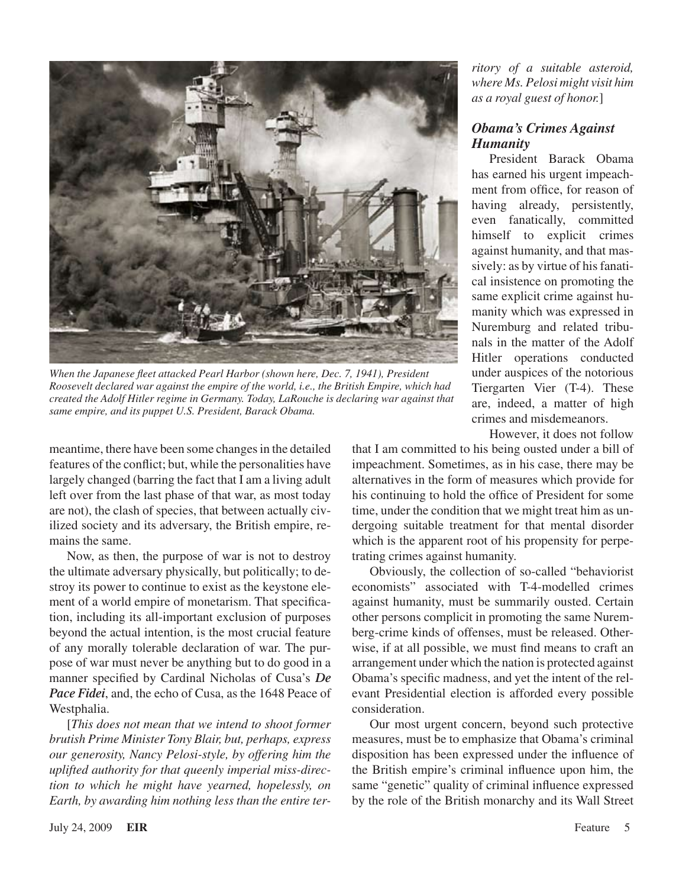*When the Japanese fleet attacked Pearl Harbor (shown here, Dec. 7, 1941), President Roosevelt declared war against the empire of the world, i.e., the British Empire, which had created the Adolf Hitler regime in Germany. Today, LaRouche is declaring war against that same empire, and its puppet U.S. President, Barack Obama.*

meantime, there have been some changes in the detailed features of the conflict; but, while the personalities have largely changed (barring the fact that I am a living adult left over from the last phase of that war, as most today are not), the clash of species, that between actually civilized society and its adversary, the British empire, remains the same.

Now, as then, the purpose of war is not to destroy the ultimate adversary physically, but politically; to destroy its power to continue to exist as the keystone element of a world empire of monetarism. That specification, including its all-important exclusion of purposes beyond the actual intention, is the most crucial feature of any morally tolerable declaration of war. The purpose of war must never be anything but to do good in a manner specified by Cardinal Nicholas of Cusa's ***De Pace Fidei***, and, the echo of Cusa, as the 1648 Peace of Westphalia.

[*This does not mean that we intend to shoot former brutish Prime Minister Tony Blair, but, perhaps, express our generosity, Nancy Pelosi-style, by offering him the uplifted authority for that queenly imperial miss-direction to which he might have yearned, hopelessly, on Earth, by awarding him nothing less than the entire territory of a suitable asteroid, where Ms. Pelosi might visit him as a royal guest of honor.*]

## *Obama's Crimes Against Humanity*

President Barack Obama has earned his urgent impeachment from office, for reason of having already, persistently, even fanatically, committed himself to explicit crimes against humanity, and that massively: as by virtue of his fanatical insistence on promoting the same explicit crime against humanity which was expressed in Nuremburg and related tribunals in the matter of the Adolf Hitler operations conducted under auspices of the notorious Tiergarten Vier (T-4). These are, indeed, a matter of high crimes and misdemeanors.

However, it does not follow that I am committed to his being ousted under a bill of impeachment. Sometimes, as in his case, there may be alternatives in the form of measures which provide for his continuing to hold the office of President for some time, under the condition that we might treat him as undergoing suitable treatment for that mental disorder which is the apparent root of his propensity for perpetrating crimes against humanity.

Obviously, the collection of so-called "behaviorist economists" associated with T-4-modelled crimes against humanity, must be summarily ousted. Certain other persons complicit in promoting the same Nuremberg-crime kinds of offenses, must be released. Otherwise, if at all possible, we must find means to craft an arrangement under which the nation is protected against Obama's specific madness, and yet the intent of the relevant Presidential election is afforded every possible consideration.

Our most urgent concern, beyond such protective measures, must be to emphasize that Obama's criminal disposition has been expressed under the influence of the British empire's criminal influence upon him, the same "genetic" quality of criminal influence expressed by the role of the British monarchy and its Wall Street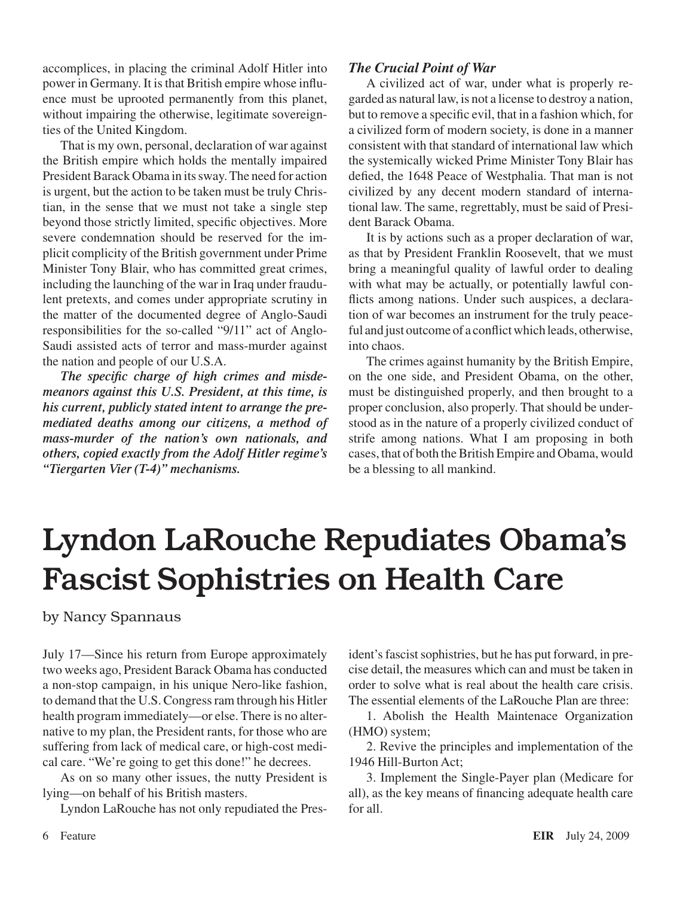accomplices, in placing the criminal Adolf Hitler into power in Germany. It is that British empire whose influence must be uprooted permanently from this planet, without impairing the otherwise, legitimate sovereignties of the United Kingdom.

That is my own, personal, declaration of war against the British empire which holds the mentally impaired President Barack Obama in its sway. The need for action is urgent, but the action to be taken must be truly Christian, in the sense that we must not take a single step beyond those strictly limited, specific objectives. More severe condemnation should be reserved for the implicit complicity of the British government under Prime Minister Tony Blair, who has committed great crimes, including the launching of the war in Iraq under fraudulent pretexts, and comes under appropriate scrutiny in the matter of the documented degree of Anglo-Saudi responsibilities for the so-called "9/11" act of Anglo-Saudi assisted acts of terror and mass-murder against the nation and people of our U.S.A.

***The specific charge of high crimes and misdemeanors against this U.S. President, at this time, is his current, publicly stated intent to arrange the premediated deaths among our citizens, a method of mass-murder of the nation's own nationals, and others, copied exactly from the Adolf Hitler regime's "Tiergarten Vier (T-4)" mechanisms.***

### *The Crucial Point of War*

A civilized act of war, under what is properly regarded as natural law, is not a license to destroy a nation, but to remove a specific evil, that in a fashion which, for a civilized form of modern society, is done in a manner consistent with that standard of international law which the systemically wicked Prime Minister Tony Blair has defied, the 1648 Peace of Westphalia. That man is not civilized by any decent modern standard of international law. The same, regrettably, must be said of President Barack Obama.

It is by actions such as a proper declaration of war, as that by President Franklin Roosevelt, that we must bring a meaningful quality of lawful order to dealing with what may be actually, or potentially lawful conflicts among nations. Under such auspices, a declaration of war becomes an instrument for the truly peaceful and just outcome of a conflict which leads, otherwise, into chaos.

The crimes against humanity by the British Empire, on the one side, and President Obama, on the other, must be distinguished properly, and then brought to a proper conclusion, also properly. That should be understood as in the nature of a properly civilized conduct of strife among nations. What I am proposing in both cases, that of both the British Empire and Obama, would be a blessing to all mankind.

# Lyndon LaRouche Repudiates Obama's Fascist Sophistries on Health Care

by Nancy Spannaus

July 17—Since his return from Europe approximately two weeks ago, President Barack Obama has conducted a non-stop campaign, in his unique Nero-like fashion, to demand that the U.S. Congress ram through his Hitler health program immediately—or else. There is no alternative to my plan, the President rants, for those who are suffering from lack of medical care, or high-cost medical care. "We're going to get this done!" he decrees.

As on so many other issues, the nutty President is lying—on behalf of his British masters.

Lyndon LaRouche has not only repudiated the President's fascist sophistries, but he has put forward, in precise detail, the measures which can and must be taken in order to solve what is real about the health care crisis. The essential elements of the LaRouche Plan are three:

1. Abolish the Health Maintenace Organization (HMO) system;

2. Revive the principles and implementation of the 1946 Hill-Burton Act;

3. Implement the Single-Payer plan (Medicare for all), as the key means of financing adequate health care for all.